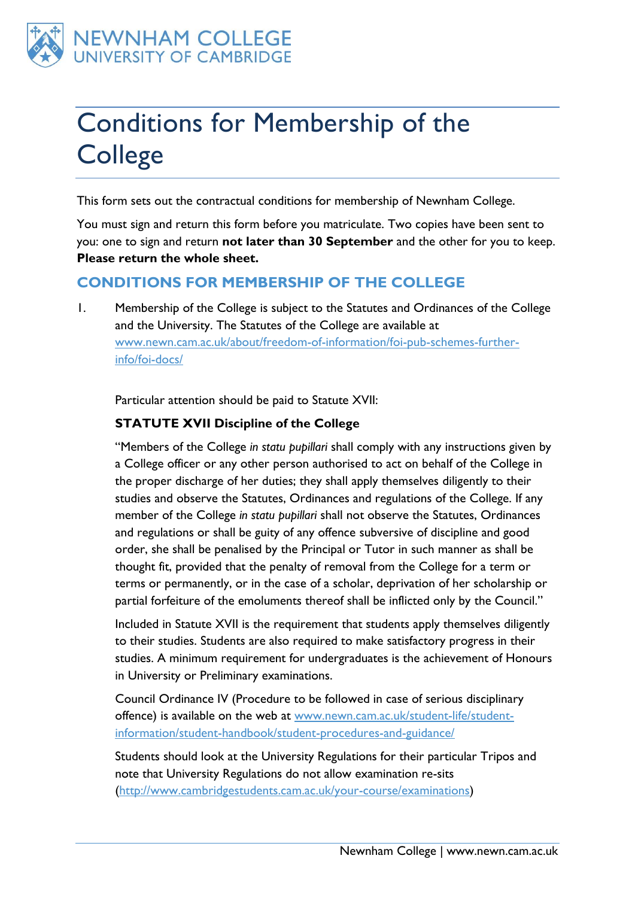NEWNHAM COLLEGE
UNIVERSITY OF CAMBRIDGE

# Conditions for Membership of the College

This form sets out the contractual conditions for membership of Newnham College.

You must sign and return this form before you matriculate. Two copies have been sent to you: one to sign and return **not later than 30 September** and the other for you to keep. **Please return the whole sheet.**

## CONDITIONS FOR MEMBERSHIP OF THE COLLEGE

1. Membership of the College is subject to the Statutes and Ordinances of the College and the University. The Statutes of the College are available at www.newn.cam.ac.uk/about/freedom-of-information/foi-pub-schemes-further-info/foi-docs/

   Particular attention should be paid to Statute XVII:

   **STATUTE XVII Discipline of the College**

   "Members of the College *in statu pupillari* shall comply with any instructions given by a College officer or any other person authorised to act on behalf of the College in the proper discharge of her duties; they shall apply themselves diligently to their studies and observe the Statutes, Ordinances and regulations of the College. If any member of the College *in statu pupillari* shall not observe the Statutes, Ordinances and regulations or shall be guity of any offence subversive of discipline and good order, she shall be penalised by the Principal or Tutor in such manner as shall be thought fit, provided that the penalty of removal from the College for a term or terms or permanently, or in the case of a scholar, deprivation of her scholarship or partial forfeiture of the emoluments thereof shall be inflicted only by the Council."

   Included in Statute XVII is the requirement that students apply themselves diligently to their studies. Students are also required to make satisfactory progress in their studies. A minimum requirement for undergraduates is the achievement of Honours in University or Preliminary examinations.

   Council Ordinance IV (Procedure to be followed in case of serious disciplinary offence) is available on the web at www.newn.cam.ac.uk/student-life/student-information/student-handbook/student-procedures-and-guidance/

   Students should look at the University Regulations for their particular Tripos and note that University Regulations do not allow examination re-sits (http://www.cambridgestudents.cam.ac.uk/your-course/examinations)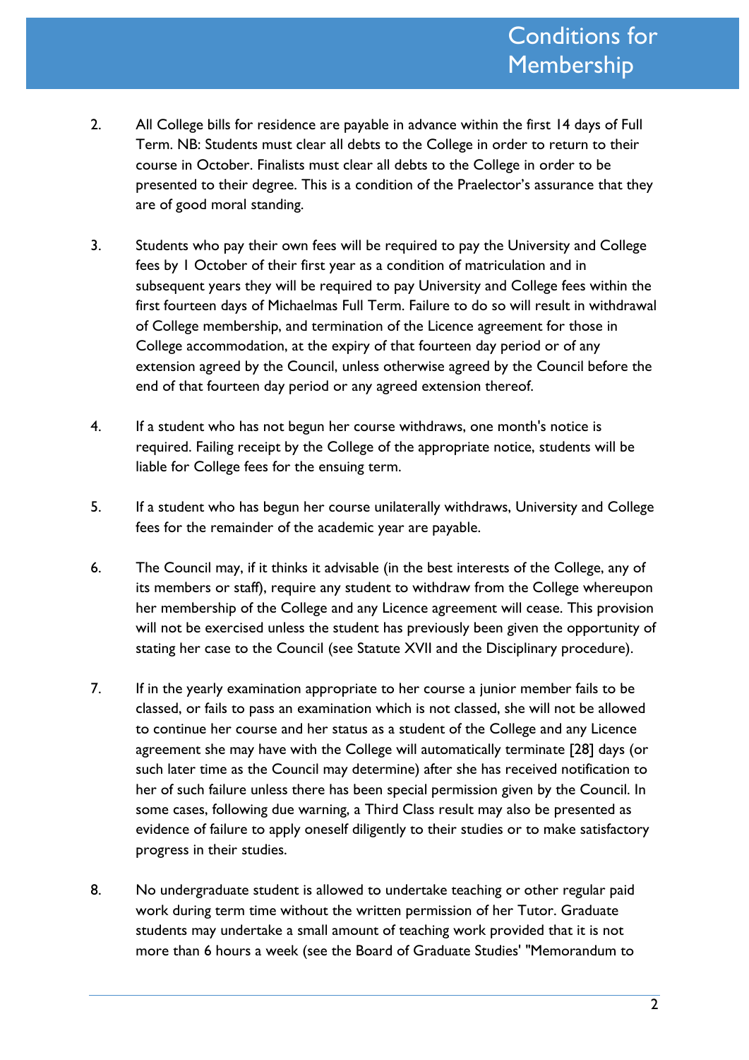2. All College bills for residence are payable in advance within the first 14 days of Full Term. NB: Students must clear all debts to the College in order to return to their course in October. Finalists must clear all debts to the College in order to be presented to their degree. This is a condition of the Praelector's assurance that they are of good moral standing.

3. Students who pay their own fees will be required to pay the University and College fees by 1 October of their first year as a condition of matriculation and in subsequent years they will be required to pay University and College fees within the first fourteen days of Michaelmas Full Term. Failure to do so will result in withdrawal of College membership, and termination of the Licence agreement for those in College accommodation, at the expiry of that fourteen day period or of any extension agreed by the Council, unless otherwise agreed by the Council before the end of that fourteen day period or any agreed extension thereof.

4. If a student who has not begun her course withdraws, one month's notice is required. Failing receipt by the College of the appropriate notice, students will be liable for College fees for the ensuing term.

5. If a student who has begun her course unilaterally withdraws, University and College fees for the remainder of the academic year are payable.

6. The Council may, if it thinks it advisable (in the best interests of the College, any of its members or staff), require any student to withdraw from the College whereupon her membership of the College and any Licence agreement will cease. This provision will not be exercised unless the student has previously been given the opportunity of stating her case to the Council (see Statute XVII and the Disciplinary procedure).

7. If in the yearly examination appropriate to her course a junior member fails to be classed, or fails to pass an examination which is not classed, she will not be allowed to continue her course and her status as a student of the College and any Licence agreement she may have with the College will automatically terminate [28] days (or such later time as the Council may determine) after she has received notification to her of such failure unless there has been special permission given by the Council. In some cases, following due warning, a Third Class result may also be presented as evidence of failure to apply oneself diligently to their studies or to make satisfactory progress in their studies.

8. No undergraduate student is allowed to undertake teaching or other regular paid work during term time without the written permission of her Tutor. Graduate students may undertake a small amount of teaching work provided that it is not more than 6 hours a week (see the Board of Graduate Studies' "Memorandum to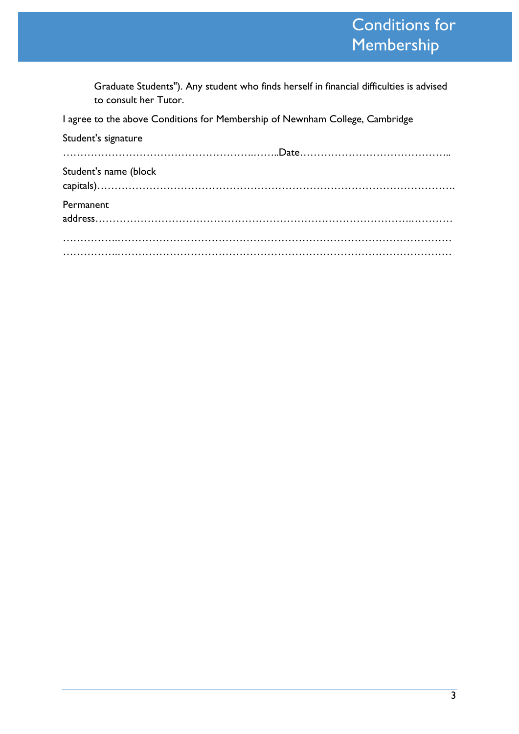Graduate Students"). Any student who finds herself in financial difficulties is advised to consult her Tutor.

I agree to the above Conditions for Membership of Newnham College, Cambridge

Student's signature

………………………………………………..……..Date……………………………………..

Student's name (block capitals)……………………………………………………………………………………….

Permanent address…………………………………………………………………………………..…………

……………..……………………………………………………………………………………

……………..……………………………………………………………………………………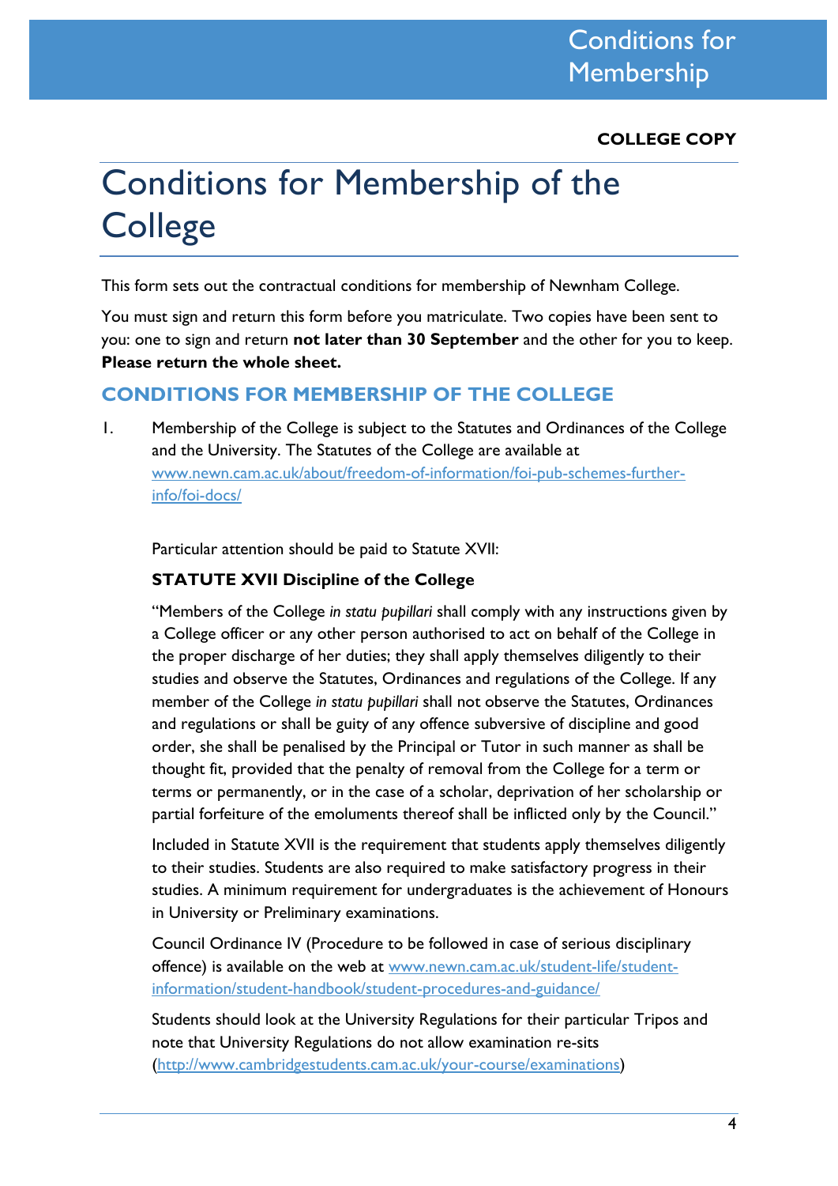**COLLEGE COPY**

# Conditions for Membership of the College

This form sets out the contractual conditions for membership of Newnham College.

You must sign and return this form before you matriculate. Two copies have been sent to you: one to sign and return **not later than 30 September** and the other for you to keep. **Please return the whole sheet.**

## CONDITIONS FOR MEMBERSHIP OF THE COLLEGE

1. Membership of the College is subject to the Statutes and Ordinances of the College and the University. The Statutes of the College are available at [www.newn.cam.ac.uk/about/freedom-of-information/foi-pub-schemes-further-info/foi-docs/](www.newn.cam.ac.uk/about/freedom-of-information/foi-pub-schemes-further-info/foi-docs/)

   Particular attention should be paid to Statute XVII:

   **STATUTE XVII Discipline of the College**

   "Members of the College *in statu pupillari* shall comply with any instructions given by a College officer or any other person authorised to act on behalf of the College in the proper discharge of her duties; they shall apply themselves diligently to their studies and observe the Statutes, Ordinances and regulations of the College. If any member of the College *in statu pupillari* shall not observe the Statutes, Ordinances and regulations or shall be guity of any offence subversive of discipline and good order, she shall be penalised by the Principal or Tutor in such manner as shall be thought fit, provided that the penalty of removal from the College for a term or terms or permanently, or in the case of a scholar, deprivation of her scholarship or partial forfeiture of the emoluments thereof shall be inflicted only by the Council."

   Included in Statute XVII is the requirement that students apply themselves diligently to their studies. Students are also required to make satisfactory progress in their studies. A minimum requirement for undergraduates is the achievement of Honours in University or Preliminary examinations.

   Council Ordinance IV (Procedure to be followed in case of serious disciplinary offence) is available on the web at [www.newn.cam.ac.uk/student-life/student-information/student-handbook/student-procedures-and-guidance/](www.newn.cam.ac.uk/student-life/student-information/student-handbook/student-procedures-and-guidance/)

   Students should look at the University Regulations for their particular Tripos and note that University Regulations do not allow examination re-sits ([http://www.cambridgestudents.cam.ac.uk/your-course/examinations](http://www.cambridgestudents.cam.ac.uk/your-course/examinations))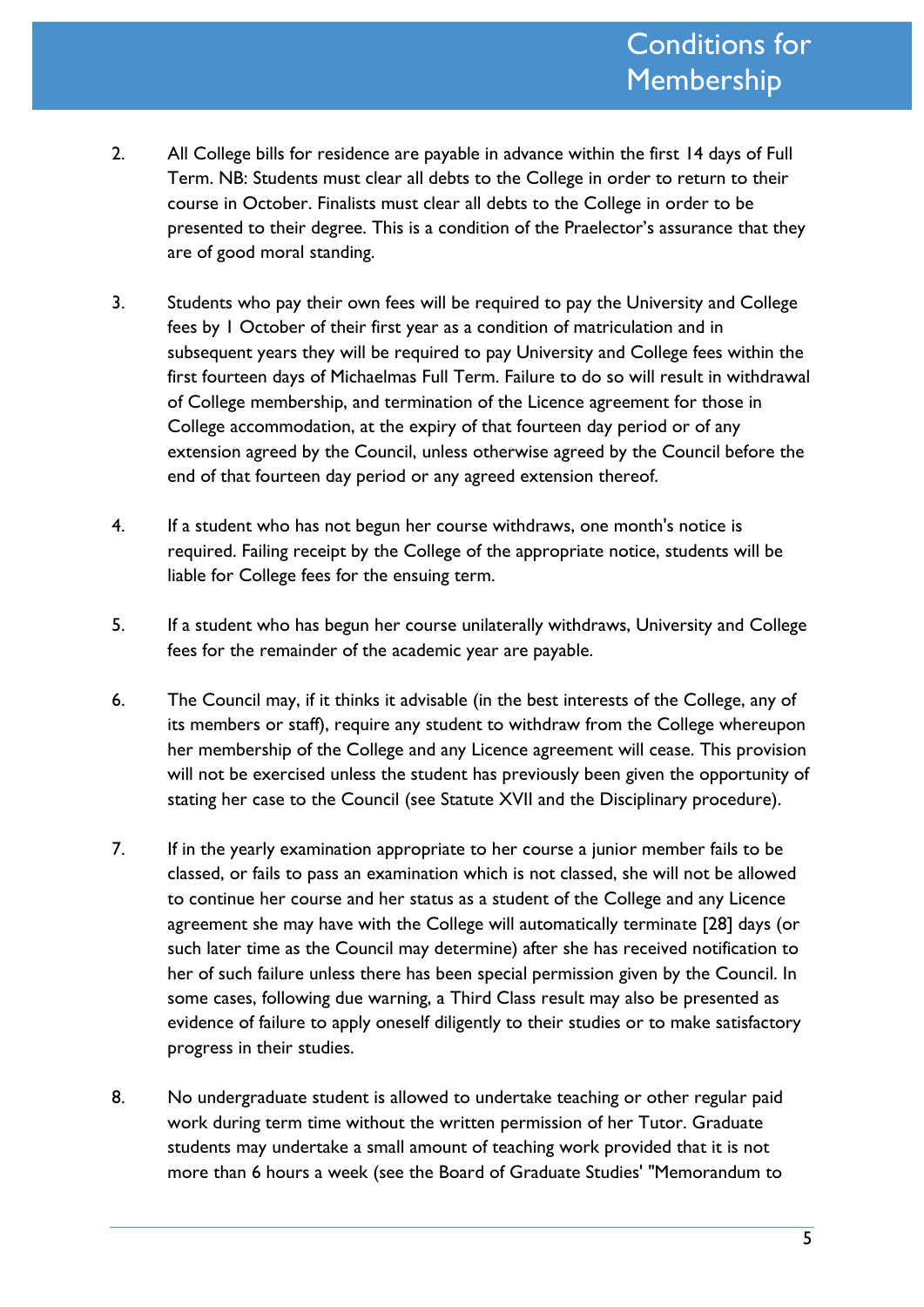2. All College bills for residence are payable in advance within the first 14 days of Full Term. NB: Students must clear all debts to the College in order to return to their course in October. Finalists must clear all debts to the College in order to be presented to their degree. This is a condition of the Praelector's assurance that they are of good moral standing.

3. Students who pay their own fees will be required to pay the University and College fees by 1 October of their first year as a condition of matriculation and in subsequent years they will be required to pay University and College fees within the first fourteen days of Michaelmas Full Term. Failure to do so will result in withdrawal of College membership, and termination of the Licence agreement for those in College accommodation, at the expiry of that fourteen day period or of any extension agreed by the Council, unless otherwise agreed by the Council before the end of that fourteen day period or any agreed extension thereof.

4. If a student who has not begun her course withdraws, one month's notice is required. Failing receipt by the College of the appropriate notice, students will be liable for College fees for the ensuing term.

5. If a student who has begun her course unilaterally withdraws, University and College fees for the remainder of the academic year are payable.

6. The Council may, if it thinks it advisable (in the best interests of the College, any of its members or staff), require any student to withdraw from the College whereupon her membership of the College and any Licence agreement will cease. This provision will not be exercised unless the student has previously been given the opportunity of stating her case to the Council (see Statute XVII and the Disciplinary procedure).

7. If in the yearly examination appropriate to her course a junior member fails to be classed, or fails to pass an examination which is not classed, she will not be allowed to continue her course and her status as a student of the College and any Licence agreement she may have with the College will automatically terminate [28] days (or such later time as the Council may determine) after she has received notification to her of such failure unless there has been special permission given by the Council. In some cases, following due warning, a Third Class result may also be presented as evidence of failure to apply oneself diligently to their studies or to make satisfactory progress in their studies.

8. No undergraduate student is allowed to undertake teaching or other regular paid work during term time without the written permission of her Tutor. Graduate students may undertake a small amount of teaching work provided that it is not more than 6 hours a week (see the Board of Graduate Studies' "Memorandum to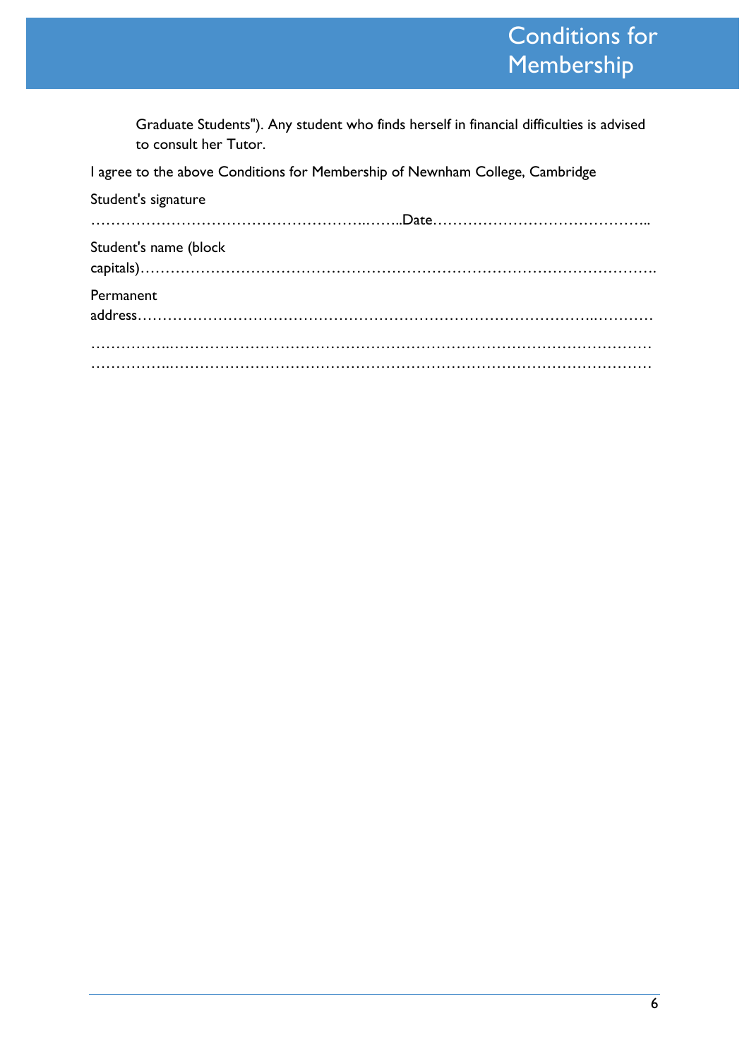Graduate Students"). Any student who finds herself in financial difficulties is advised to consult her Tutor.

I agree to the above Conditions for Membership of Newnham College, Cambridge

Student's signature

………………………………………………..……..Date……………………………………..

Student's name (block capitals)……………………………………………………………………………………….

Permanent address………………………………………………………………………………..…………

……………..…………………………………………………………………………………………

……………..…………………………………………………………………………………………